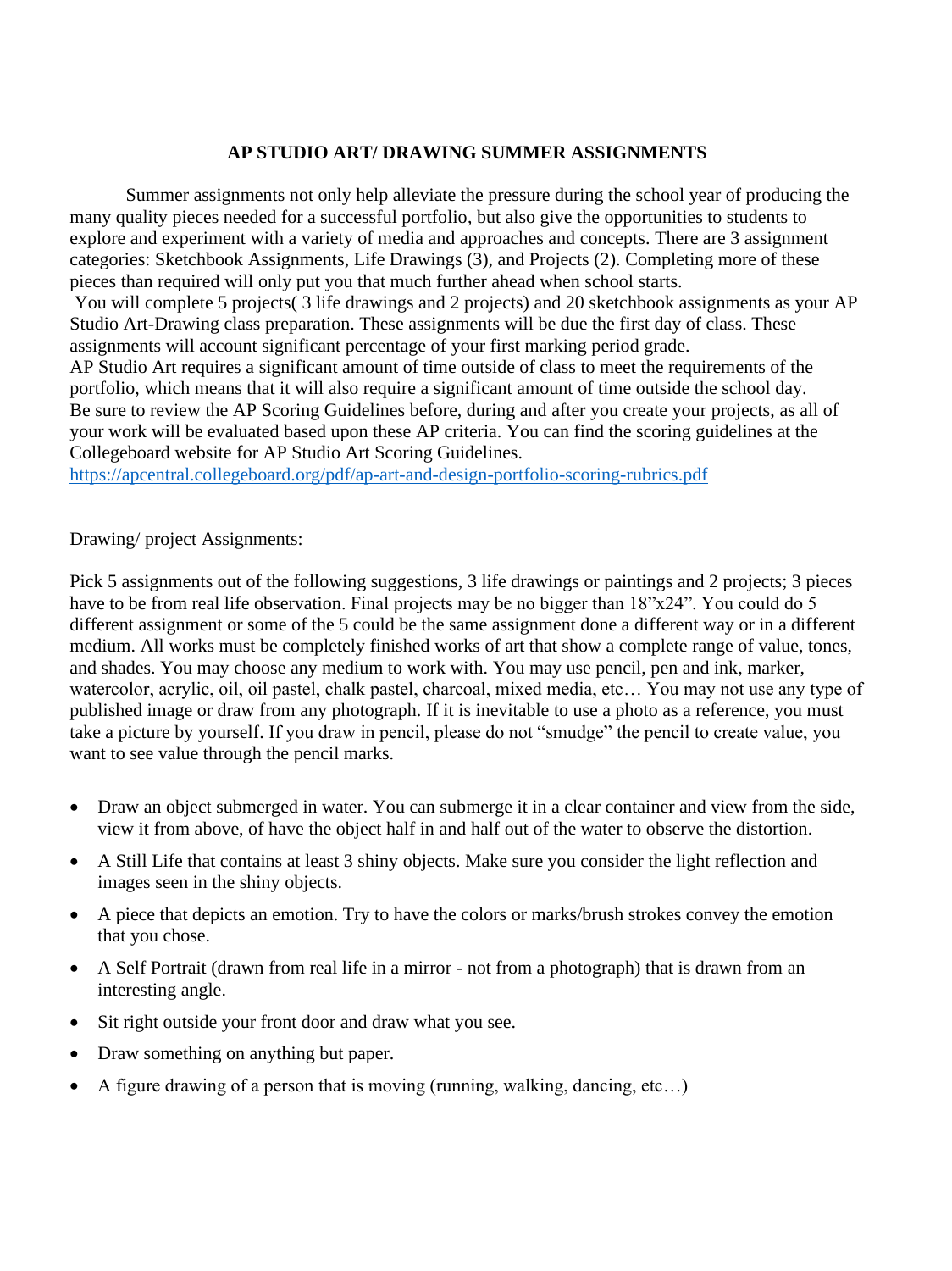# AP STUDIO ART/ DRAWING SUMMER ASSIGNMENTS

Summer assignments not only help alleviate the pressure during the school year of producing the many quality pieces needed for a successful portfolio, but also give the opportunities to students to explore and experiment with a variety of media and approaches and concepts. There are 3 assignment categories: Sketchbook Assignments, Life Drawings (3), and Projects (2). Completing more of these pieces than required will only put you that much further ahead when school starts.

You will complete 5 projects( 3 life drawings and 2 projects) and 20 sketchbook assignments as your AP Studio Art-Drawing class preparation. These assignments will be due the first day of class. These assignments will account significant percentage of your first marking period grade.

AP Studio Art requires a significant amount of time outside of class to meet the requirements of the portfolio, which means that it will also require a significant amount of time outside the school day.

Be sure to review the AP Scoring Guidelines before, during and after you create your projects, as all of your work will be evaluated based upon these AP criteria. You can find the scoring guidelines at the Collegeboard website for AP Studio Art Scoring Guidelines.

https://apcentral.collegeboard.org/pdf/ap-art-and-design-portfolio-scoring-rubrics.pdf

Drawing/ project Assignments:

Pick 5 assignments out of the following suggestions, 3 life drawings or paintings and 2 projects; 3 pieces have to be from real life observation. Final projects may be no bigger than 18"x24". You could do 5 different assignment or some of the 5 could be the same assignment done a different way or in a different medium. All works must be completely finished works of art that show a complete range of value, tones, and shades. You may choose any medium to work with. You may use pencil, pen and ink, marker, watercolor, acrylic, oil, oil pastel, chalk pastel, charcoal, mixed media, etc… You may not use any type of published image or draw from any photograph. If it is inevitable to use a photo as a reference, you must take a picture by yourself. If you draw in pencil, please do not "smudge" the pencil to create value, you want to see value through the pencil marks.

- Draw an object submerged in water. You can submerge it in a clear container and view from the side, view it from above, of have the object half in and half out of the water to observe the distortion.
- A Still Life that contains at least 3 shiny objects. Make sure you consider the light reflection and images seen in the shiny objects.
- A piece that depicts an emotion. Try to have the colors or marks/brush strokes convey the emotion that you chose.
- A Self Portrait (drawn from real life in a mirror - not from a photograph) that is drawn from an interesting angle.
- Sit right outside your front door and draw what you see.
- Draw something on anything but paper.
- A figure drawing of a person that is moving (running, walking, dancing, etc…)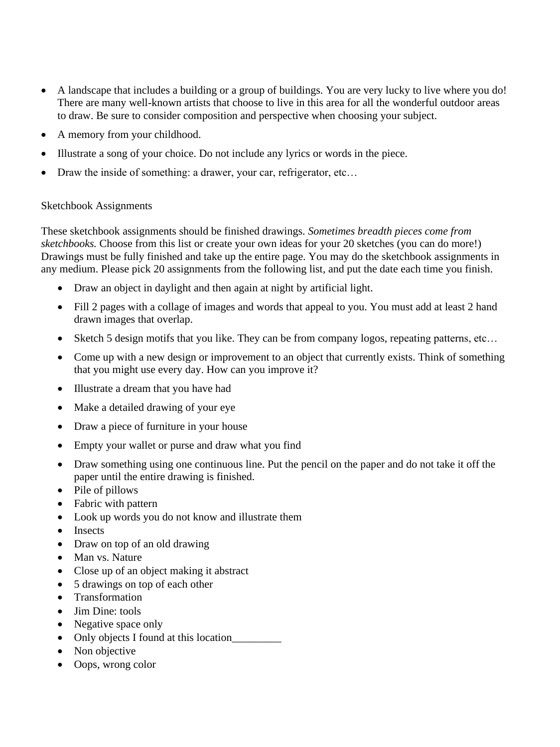- A landscape that includes a building or a group of buildings. You are very lucky to live where you do! There are many well-known artists that choose to live in this area for all the wonderful outdoor areas to draw. Be sure to consider composition and perspective when choosing your subject.
- A memory from your childhood.
- Illustrate a song of your choice. Do not include any lyrics or words in the piece.
- Draw the inside of something: a drawer, your car, refrigerator, etc…

Sketchbook Assignments

These sketchbook assignments should be finished drawings. *Sometimes breadth pieces come from sketchbooks.* Choose from this list or create your own ideas for your 20 sketches (you can do more!) Drawings must be fully finished and take up the entire page. You may do the sketchbook assignments in any medium. Please pick 20 assignments from the following list, and put the date each time you finish.

- Draw an object in daylight and then again at night by artificial light.
- Fill 2 pages with a collage of images and words that appeal to you. You must add at least 2 hand drawn images that overlap.
- Sketch 5 design motifs that you like. They can be from company logos, repeating patterns, etc…
- Come up with a new design or improvement to an object that currently exists. Think of something that you might use every day. How can you improve it?
- Illustrate a dream that you have had
- Make a detailed drawing of your eye
- Draw a piece of furniture in your house
- Empty your wallet or purse and draw what you find
- Draw something using one continuous line. Put the pencil on the paper and do not take it off the paper until the entire drawing is finished.
- Pile of pillows
- Fabric with pattern
- Look up words you do not know and illustrate them
- Insects
- Draw on top of an old drawing
- Man vs. Nature
- Close up of an object making it abstract
- 5 drawings on top of each other
- Transformation
- Jim Dine: tools
- Negative space only
- Only objects I found at this location_________
- Non objective
- Oops, wrong color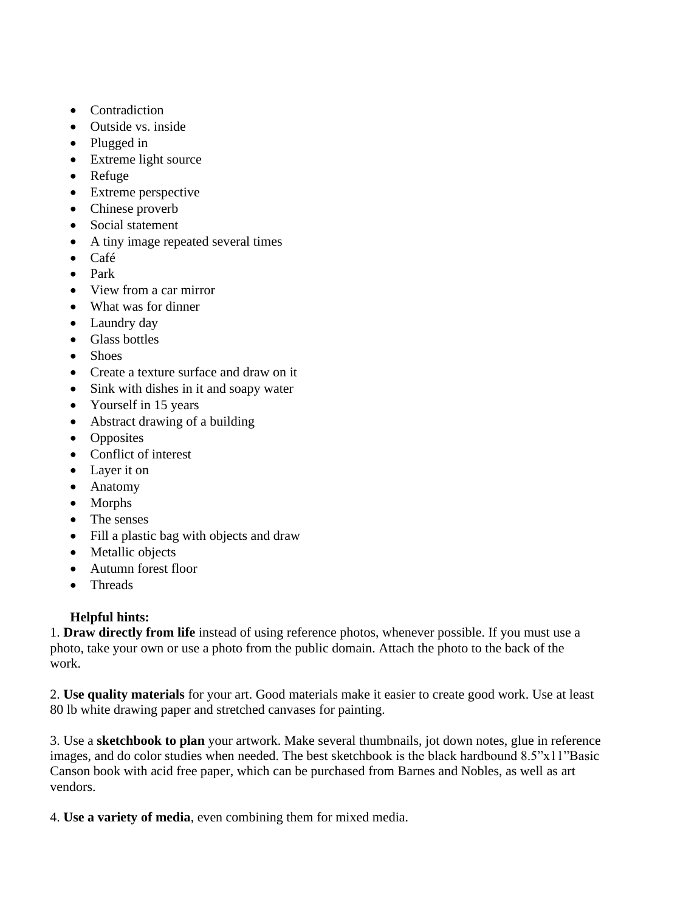- Contradiction
- Outside vs. inside
- Plugged in
- Extreme light source
- Refuge
- Extreme perspective
- Chinese proverb
- Social statement
- A tiny image repeated several times
- Café
- Park
- View from a car mirror
- What was for dinner
- Laundry day
- Glass bottles
- Shoes
- Create a texture surface and draw on it
- Sink with dishes in it and soapy water
- Yourself in 15 years
- Abstract drawing of a building
- Opposites
- Conflict of interest
- Layer it on
- Anatomy
- Morphs
- The senses
- Fill a plastic bag with objects and draw
- Metallic objects
- Autumn forest floor
- Threads

**Helpful hints:**

1. **Draw directly from life** instead of using reference photos, whenever possible. If you must use a photo, take your own or use a photo from the public domain. Attach the photo to the back of the work.

2. **Use quality materials** for your art. Good materials make it easier to create good work. Use at least 80 lb white drawing paper and stretched canvases for painting.

3. Use a **sketchbook to plan** your artwork. Make several thumbnails, jot down notes, glue in reference images, and do color studies when needed. The best sketchbook is the black hardbound 8.5”x11”Basic Canson book with acid free paper, which can be purchased from Barnes and Nobles, as well as art vendors.

4. **Use a variety of media**, even combining them for mixed media.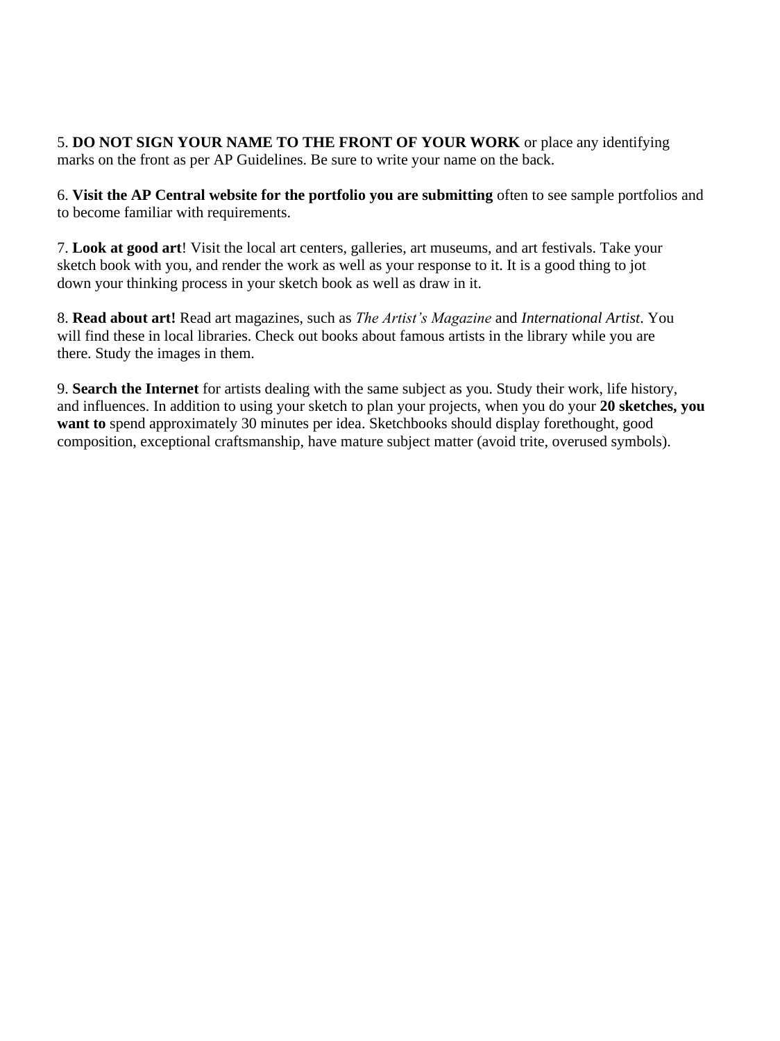5. **DO NOT SIGN YOUR NAME TO THE FRONT OF YOUR WORK** or place any identifying marks on the front as per AP Guidelines. Be sure to write your name on the back.

6. **Visit the AP Central website for the portfolio you are submitting** often to see sample portfolios and to become familiar with requirements.

7. **Look at good art**! Visit the local art centers, galleries, art museums, and art festivals. Take your sketch book with you, and render the work as well as your response to it. It is a good thing to jot down your thinking process in your sketch book as well as draw in it.

8. **Read about art!** Read art magazines, such as *The Artist's Magazine* and *International Artist*. You will find these in local libraries. Check out books about famous artists in the library while you are there. Study the images in them.

9. **Search the Internet** for artists dealing with the same subject as you. Study their work, life history, and influences. In addition to using your sketch to plan your projects, when you do your **20 sketches, you want to** spend approximately 30 minutes per idea. Sketchbooks should display forethought, good composition, exceptional craftsmanship, have mature subject matter (avoid trite, overused symbols).